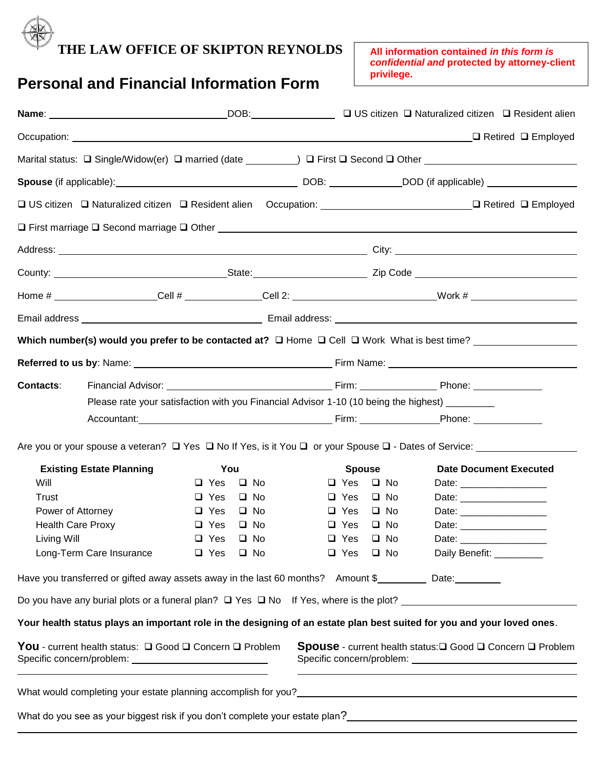**THE LAW OFFICE OF SKIPTON REYNOLDS**

**All information contained *in this form is confidential* and protected by attorney-client privilege.**

# Personal and Financial Information Form

**Name**: ______________________________ DOB: ______________ ❑ US citizen ❑ Naturalized citizen ❑ Resident alien

Occupation: ____________________________________________________________ ❑ Retired ❑ Employed

Marital status: ❑ Single/Widow(er) ❑ married (date _________) ❑ First ❑ Second ❑ Other ______________________

**Spouse** (if applicable): ______________________________ DOB: ____________ DOD (if applicable) ______________

❑ US citizen ❑ Naturalized citizen ❑ Resident alien Occupation: ________________________ ❑ Retired ❑ Employed

❑ First marriage ❑ Second marriage ❑ Other ____________________________________________________________

Address: ____________________________________________________ City: ______________________________

County: ____________________________ State: ____________________ Zip Code ___________________________

Home # _________________ Cell # ____________ Cell 2: _________________________ Work # __________________

Email address ______________________________ Email address: ____________________________________________

**Which number(s) would you prefer to be contacted at?** ❑ Home ❑ Cell ❑ Work What is best time? ________________

**Referred to us by**: Name: __________________________________ Firm Name: _________________________________

**Contacts**: Financial Advisor: ____________________________ Firm: _____________ Phone: ____________

Please rate your satisfaction with you Financial Advisor 1-10 (10 being the highest) _________

Accountant: __________________________________ Firm: _____________ Phone: ____________

Are you or your spouse a veteran? ❑ Yes ❑ No If Yes, is it You ❑ or your Spouse ❑ - Dates of Service: ________________

| Existing Estate Planning | You | Spouse | Date Document Executed |
|---|---|---|---|
| Will | ❑ Yes ❑ No | ❑ Yes ❑ No | Date: ________________ |
| Trust | ❑ Yes ❑ No | ❑ Yes ❑ No | Date: ________________ |
| Power of Attorney | ❑ Yes ❑ No | ❑ Yes ❑ No | Date: ________________ |
| Health Care Proxy | ❑ Yes ❑ No | ❑ Yes ❑ No | Date: ________________ |
| Living Will | ❑ Yes ❑ No | ❑ Yes ❑ No | Date: ________________ |
| Long-Term Care Insurance | ❑ Yes ❑ No | ❑ Yes ❑ No | Daily Benefit: _________ |

Have you transferred or gifted away assets away in the last 60 months? Amount $_________ Date:_________

Do you have any burial plots or a funeral plan? ❑ Yes ❑ No If Yes, where is the plot? ______________________________

**Your health status plays an important role in the designing of an estate plan best suited for you and your loved ones**.

**You** - current health status: ❑ Good ❑ Concern ❑ Problem
Specific concern/problem: ______________________________

**Spouse** - current health status: ❑ Good ❑ Concern ❑ Problem
Specific concern/problem: ______________________________

What would completing your estate planning accomplish for you? ____________________________________________

What do you see as your biggest risk if you don't complete your estate plan? _________________________________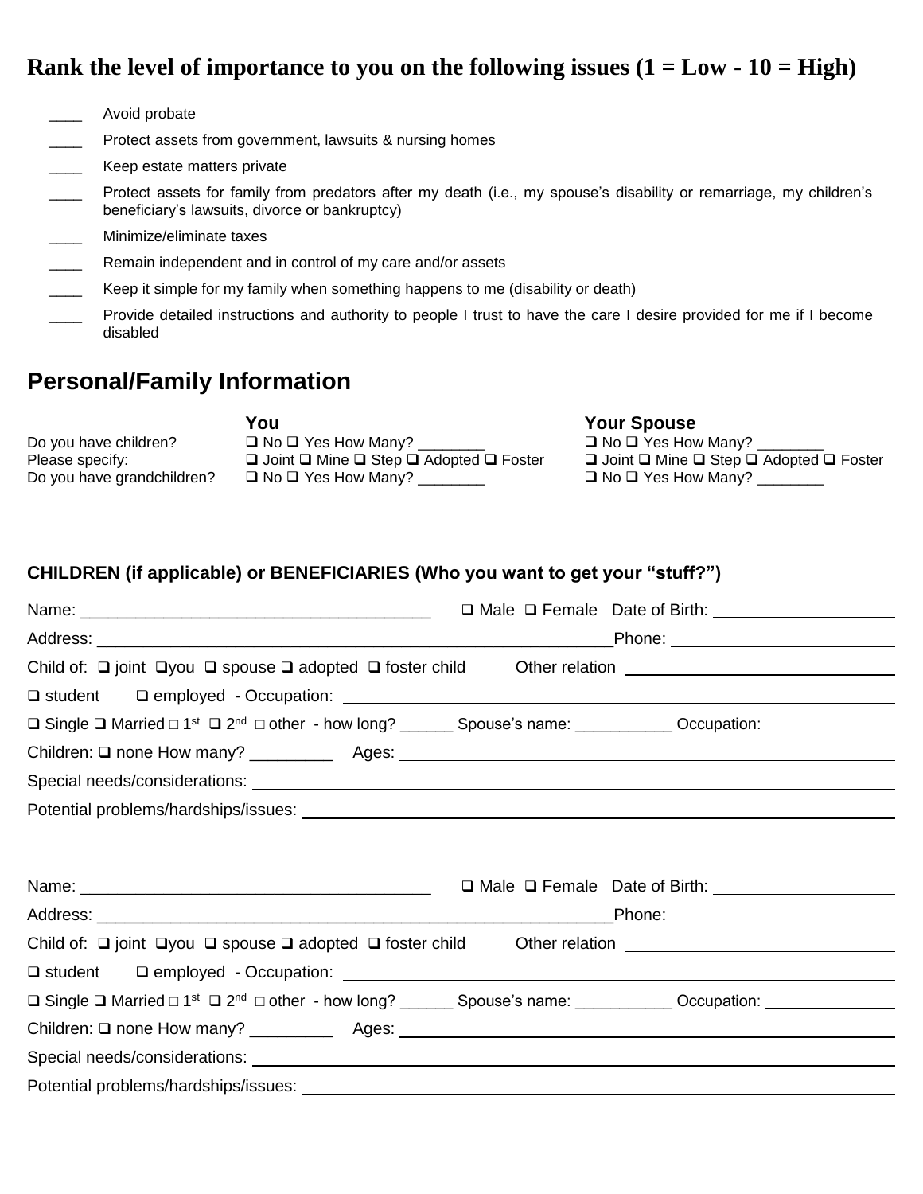# Rank the level of importance to you on the following issues (1 = Low - 10 = High)

- ____ Avoid probate
- ____ Protect assets from government, lawsuits & nursing homes
- ____ Keep estate matters private
- ____ Protect assets for family from predators after my death (i.e., my spouse's disability or remarriage, my children's beneficiary's lawsuits, divorce or bankruptcy)
- ____ Minimize/eliminate taxes
- ____ Remain independent and in control of my care and/or assets
- ____ Keep it simple for my family when something happens to me (disability or death)
- ____ Provide detailed instructions and authority to people I trust to have the care I desire provided for me if I become disabled

# Personal/Family Information

| | You | Your Spouse |
|---|---|---|
| Do you have children? | ❑ No ❑ Yes How Many? ________ | ❑ No ❑ Yes How Many? ________ |
| Please specify: | ❑ Joint ❑ Mine ❑ Step ❑ Adopted ❑ Foster | ❑ Joint ❑ Mine ❑ Step ❑ Adopted ❑ Foster |
| Do you have grandchildren? | ❑ No ❑ Yes How Many? ________ | ❑ No ❑ Yes How Many? ________ |

### CHILDREN (if applicable) or BENEFICIARIES (Who you want to get your "stuff?")

Name: ______________________________________ ❑ Male ❑ Female Date of Birth: ____________________

Address: ______________________________________________________Phone: ________________________

Child of: ❑ joint ❑you ❑ spouse ❑ adopted ❑ foster child Other relation ______________________________

❑ student ❑ employed - Occupation: ______________________________________________________________

❑ Single ❑ Married □ 1st ❑ 2nd □ other - how long? ______ Spouse's name: ___________ Occupation: ______________

Children: ❑ none How many? _________ Ages: ____________________________________________________

Special needs/considerations: _______________________________________________________________________

Potential problems/hardships/issues: __________________________________________________________________

Name: ______________________________________ ❑ Male ❑ Female Date of Birth: ____________________

Address: ______________________________________________________Phone: ________________________

Child of: ❑ joint ❑you ❑ spouse ❑ adopted ❑ foster child Other relation ______________________________

❑ student ❑ employed - Occupation: ______________________________________________________________

❑ Single ❑ Married □ 1st ❑ 2nd □ other - how long? ______ Spouse's name: ___________ Occupation: ______________

Children: ❑ none How many? _________ Ages: ____________________________________________________

Special needs/considerations: _______________________________________________________________________

Potential problems/hardships/issues: __________________________________________________________________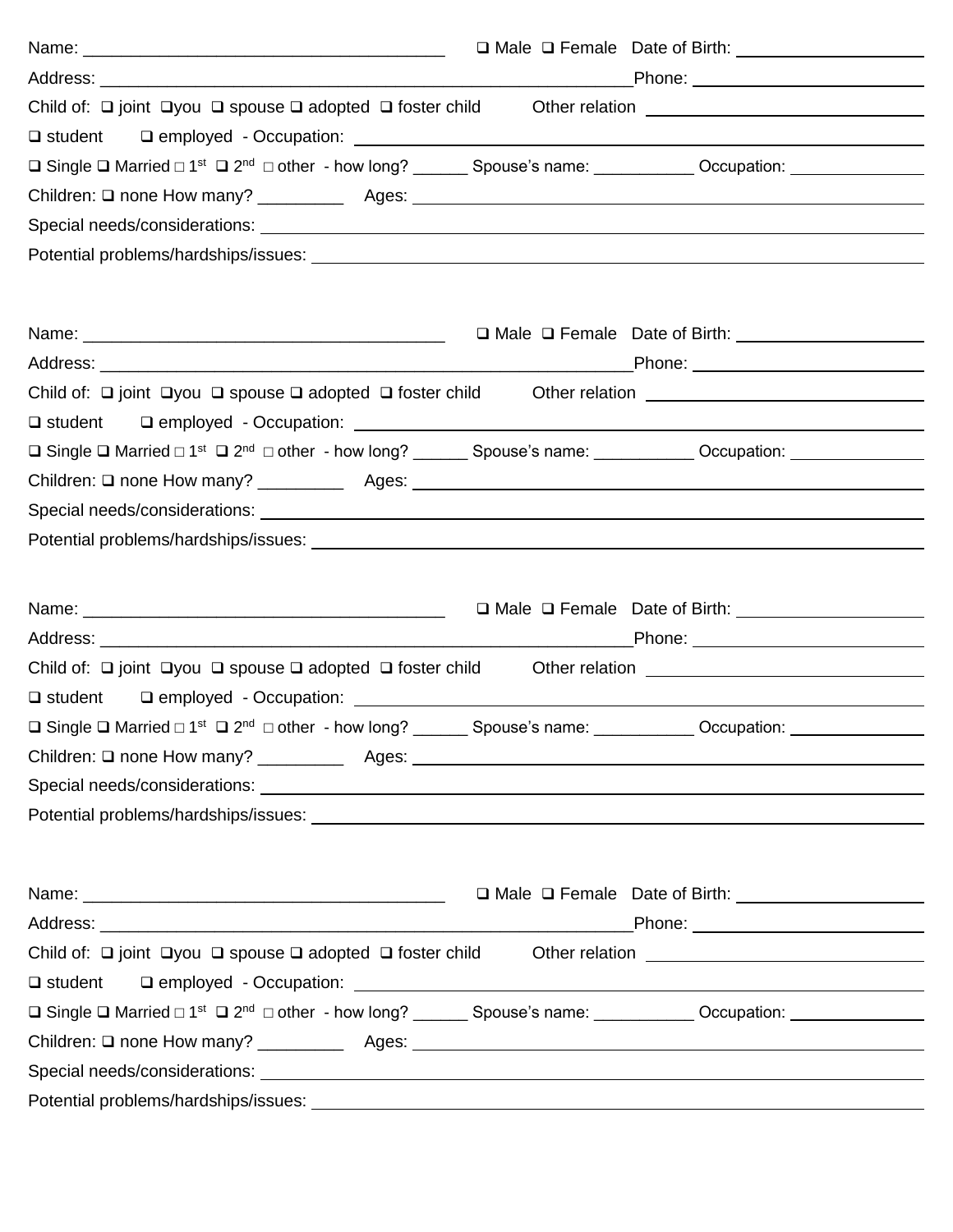Name: ______________________________ ❑ Male ❑ Female Date of Birth: ______________

Address: ____________________________________________Phone: ________________

Child of: ❑ joint ❑you ❑ spouse ❑ adopted ❑ foster child Other relation ______________

❑ student ❑ employed - Occupation: ______________________________________

❑ Single ❑ Married □ 1st ❑ 2nd □ other - how long? ______ Spouse's name: ___________ Occupation: ___________

Children: ❑ none How many? _________ Ages: ______________________________

Special needs/considerations: ______________________________________

Potential problems/hardships/issues: ______________________________________

Name: ______________________________ ❑ Male ❑ Female Date of Birth: ______________

Address: ____________________________________________Phone: ________________

Child of: ❑ joint ❑you ❑ spouse ❑ adopted ❑ foster child Other relation ______________

❑ student ❑ employed - Occupation: ______________________________________

❑ Single ❑ Married □ 1st ❑ 2nd □ other - how long? ______ Spouse's name: ___________ Occupation: ___________

Children: ❑ none How many? _________ Ages: ______________________________

Special needs/considerations: ______________________________________

Potential problems/hardships/issues: ______________________________________

Name: ______________________________ ❑ Male ❑ Female Date of Birth: ______________

Address: ____________________________________________Phone: ________________

Child of: ❑ joint ❑you ❑ spouse ❑ adopted ❑ foster child Other relation ______________

❑ student ❑ employed - Occupation: ______________________________________

❑ Single ❑ Married □ 1st ❑ 2nd □ other - how long? ______ Spouse's name: ___________ Occupation: ___________

Children: ❑ none How many? _________ Ages: ______________________________

Special needs/considerations: ______________________________________

Potential problems/hardships/issues: ______________________________________

Name: ______________________________ ❑ Male ❑ Female Date of Birth: ______________

Address: ____________________________________________Phone: ________________

Child of: ❑ joint ❑you ❑ spouse ❑ adopted ❑ foster child Other relation ______________

❑ student ❑ employed - Occupation: ______________________________________

❑ Single ❑ Married □ 1st ❑ 2nd □ other - how long? ______ Spouse's name: ___________ Occupation: ___________

Children: ❑ none How many? _________ Ages: ______________________________

Special needs/considerations: ______________________________________

Potential problems/hardships/issues: ______________________________________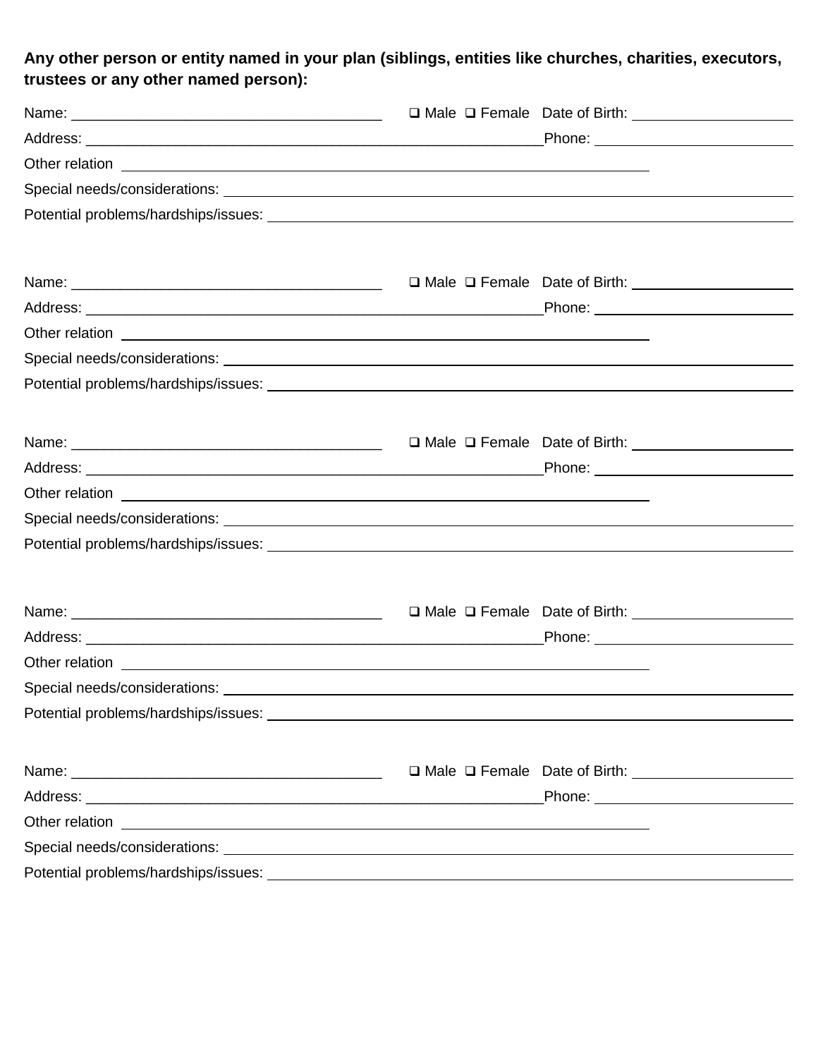**Any other person or entity named in your plan (siblings, entities like churches, charities, executors, trustees or any other named person):**

Name: ______________________________ ❑ Male ❑ Female Date of Birth: ______________

Address: ______________________________________________ Phone: ________________

Other relation ______________________________________________

Special needs/considerations: ______________________________________________

Potential problems/hardships/issues: ______________________________________________

Name: ______________________________ ❑ Male ❑ Female Date of Birth: ______________

Address: ______________________________________________ Phone: ________________

Other relation ______________________________________________

Special needs/considerations: ______________________________________________

Potential problems/hardships/issues: ______________________________________________

Name: ______________________________ ❑ Male ❑ Female Date of Birth: ______________

Address: ______________________________________________ Phone: ________________

Other relation ______________________________________________

Special needs/considerations: ______________________________________________

Potential problems/hardships/issues: ______________________________________________

Name: ______________________________ ❑ Male ❑ Female Date of Birth: ______________

Address: ______________________________________________ Phone: ________________

Other relation ______________________________________________

Special needs/considerations: ______________________________________________

Potential problems/hardships/issues: ______________________________________________

Name: ______________________________ ❑ Male ❑ Female Date of Birth: ______________

Address: ______________________________________________ Phone: ________________

Other relation ______________________________________________

Special needs/considerations: ______________________________________________

Potential problems/hardships/issues: ______________________________________________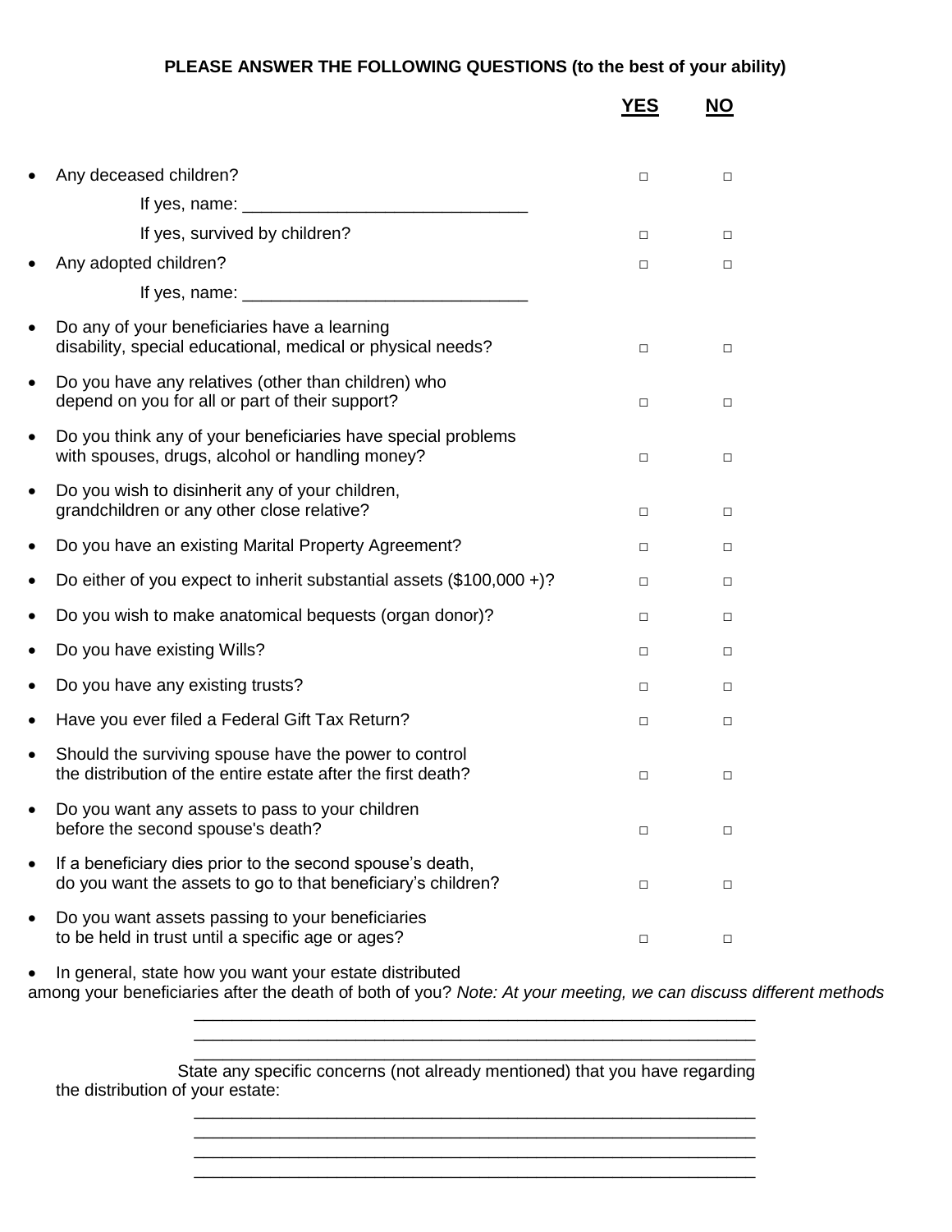**PLEASE ANSWER THE FOLLOWING QUESTIONS (to the best of your ability)**

| | **YES** | **NO** |
|---|---|---|
| • Any deceased children? | □ | □ |
| If yes, name: ______________________________ | | |
| If yes, survived by children? | □ | □ |
| • Any adopted children? | □ | □ |
| If yes, name: ______________________________ | | |
| • Do any of your beneficiaries have a learning disability, special educational, medical or physical needs? | □ | □ |
| • Do you have any relatives (other than children) who depend on you for all or part of their support? | □ | □ |
| • Do you think any of your beneficiaries have special problems with spouses, drugs, alcohol or handling money? | □ | □ |
| • Do you wish to disinherit any of your children, grandchildren or any other close relative? | □ | □ |
| • Do you have an existing Marital Property Agreement? | □ | □ |
| • Do either of you expect to inherit substantial assets ($100,000 +)? | □ | □ |
| • Do you wish to make anatomical bequests (organ donor)? | □ | □ |
| • Do you have existing Wills? | □ | □ |
| • Do you have any existing trusts? | □ | □ |
| • Have you ever filed a Federal Gift Tax Return? | □ | □ |
| • Should the surviving spouse have the power to control the distribution of the entire estate after the first death? | □ | □ |
| • Do you want any assets to pass to your children before the second spouse's death? | □ | □ |
| • If a beneficiary dies prior to the second spouse's death, do you want the assets to go to that beneficiary's children? | □ | □ |
| • Do you want assets passing to your beneficiaries to be held in trust until a specific age or ages? | □ | □ |

- In general, state how you want your estate distributed among your beneficiaries after the death of both of you? *Note: At your meeting, we can discuss different methods*

____________________________________________________________
____________________________________________________________
____________________________________________________________

State any specific concerns (not already mentioned) that you have regarding the distribution of your estate:

____________________________________________________________
____________________________________________________________
____________________________________________________________
____________________________________________________________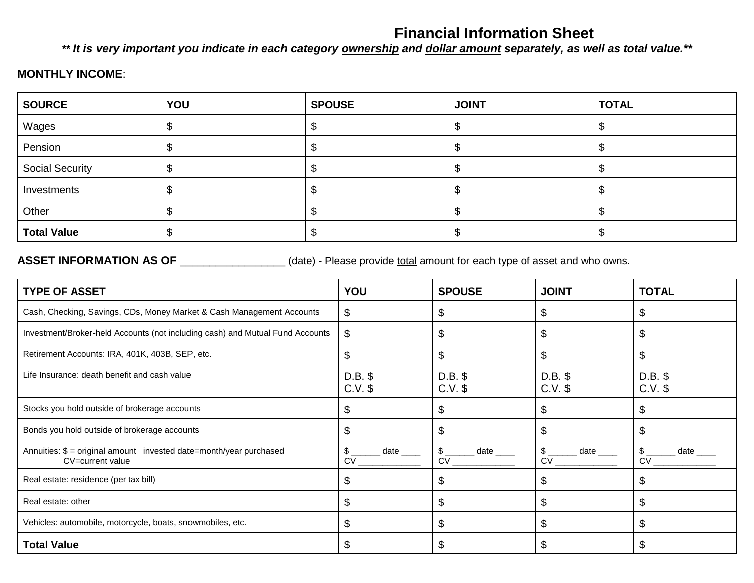# Financial Information Sheet

***\*\* It is very important you indicate in each category <u>ownership</u> and <u>dollar amount</u> separately, as well as total value.\*\****

**MONTHLY INCOME**:

| **SOURCE** | **YOU** | **SPOUSE** | **JOINT** | **TOTAL** |
|---|---|---|---|---|
| Wages | $ | $ | $ | $ |
| Pension | $ | $ | $ | $ |
| Social Security | $ | $ | $ | $ |
| Investments | $ | $ | $ | $ |
| Other | $ | $ | $ | $ |
| **Total Value** | $ | $ | $ | $ |

**ASSET INFORMATION AS OF** _________________ (date) - Please provide <u>total</u> amount for each type of asset and who owns.

| **TYPE OF ASSET** | **YOU** | **SPOUSE** | **JOINT** | **TOTAL** |
|---|---|---|---|---|
| Cash, Checking, Savings, CDs, Money Market & Cash Management Accounts | $ | $ | $ | $ |
| Investment/Broker-held Accounts (not including cash) and Mutual Fund Accounts | $ | $ | $ | $ |
| Retirement Accounts: IRA, 401K, 403B, SEP, etc. | $ | $ | $ | $ |
| Life Insurance: death benefit and cash value | D.B. $<br>C.V. $ | D.B. $<br>C.V. $ | D.B. $<br>C.V. $ | D.B. $<br>C.V. $ |
| Stocks you hold outside of brokerage accounts | $ | $ | $ | $ |
| Bonds you hold outside of brokerage accounts | $ | $ | $ | $ |
| Annuities: $ = original amount invested date=month/year purchased<br>CV=current value | $ ______ date ____<br>CV _____________ | $ ______ date ____<br>CV _____________ | $ ______ date ____<br>CV _____________ | $ ______ date ____<br>CV _____________ |
| Real estate: residence (per tax bill) | $ | $ | $ | $ |
| Real estate: other | $ | $ | $ | $ |
| Vehicles: automobile, motorcycle, boats, snowmobiles, etc. | $ | $ | $ | $ |
| **Total Value** | $ | $ | $ | $ |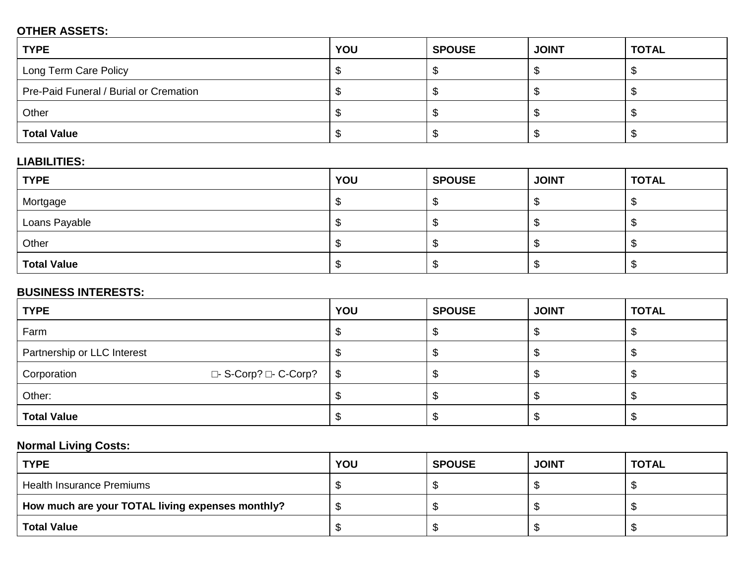**OTHER ASSETS:**

| TYPE | YOU | SPOUSE | JOINT | TOTAL |
|---|---|---|---|---|
| Long Term Care Policy | $ | $ | $ | $ |
| Pre-Paid Funeral / Burial or Cremation | $ | $ | $ | $ |
| Other | $ | $ | $ | $ |
| **Total Value** | $ | $ | $ | $ |

**LIABILITIES:**

| TYPE | YOU | SPOUSE | JOINT | TOTAL |
|---|---|---|---|---|
| Mortgage | $ | $ | $ | $ |
| Loans Payable | $ | $ | $ | $ |
| Other | $ | $ | $ | $ |
| **Total Value** | $ | $ | $ | $ |

**BUSINESS INTERESTS:**

| TYPE | YOU | SPOUSE | JOINT | TOTAL |
|---|---|---|---|---|
| Farm | $ | $ | $ | $ |
| Partnership or LLC Interest | $ | $ | $ | $ |
| Corporation ☐- S-Corp? ☐- C-Corp? | $ | $ | $ | $ |
| Other: | $ | $ | $ | $ |
| **Total Value** | $ | $ | $ | $ |

**Normal Living Costs:**

| TYPE | YOU | SPOUSE | JOINT | TOTAL |
|---|---|---|---|---|
| Health Insurance Premiums | $ | $ | $ | $ |
| **How much are your TOTAL living expenses monthly?** | $ | $ | $ | $ |
| **Total Value** | $ | $ | $ | $ |